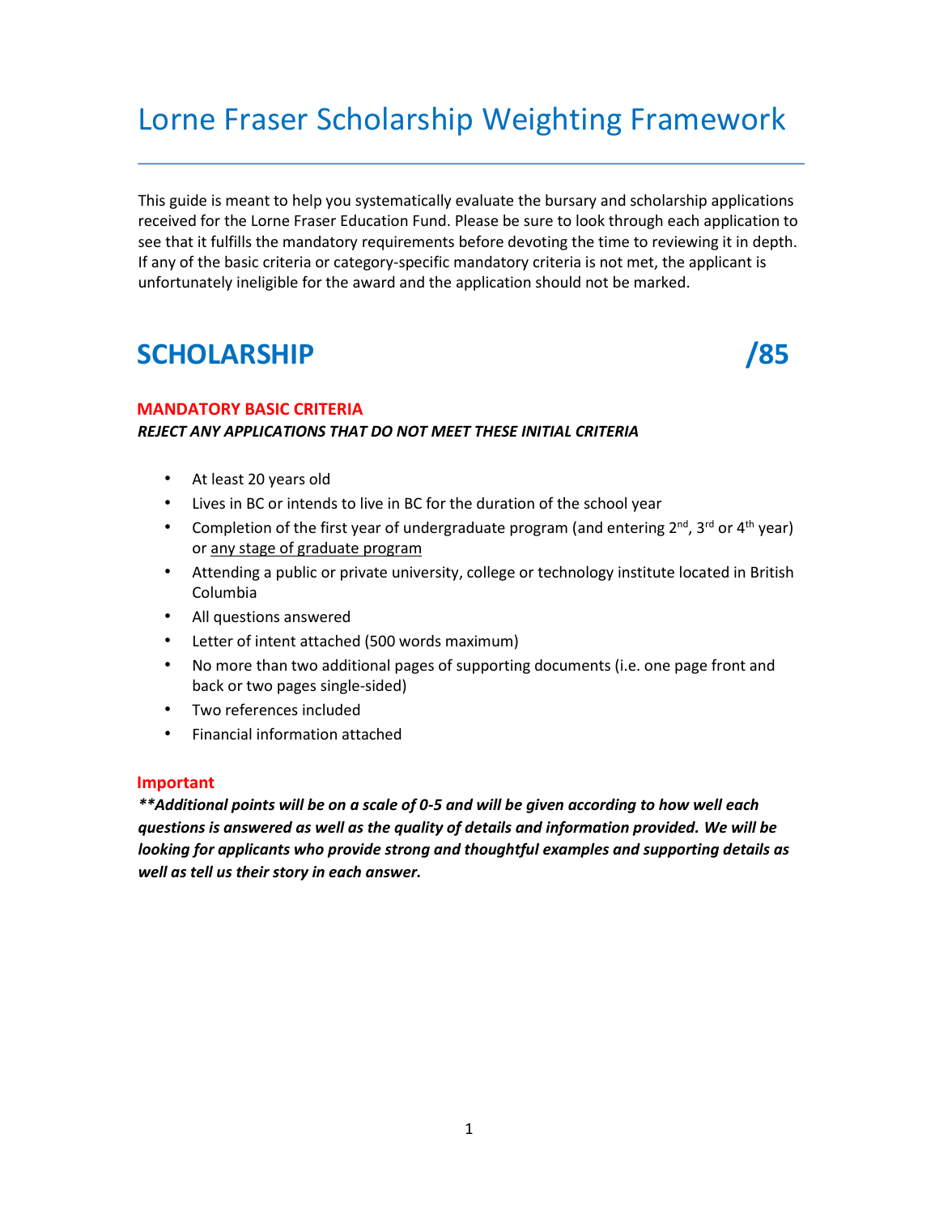# Lorne Fraser Scholarship Weighting Framework

---

This guide is meant to help you systematically evaluate the bursary and scholarship applications received for the Lorne Fraser Education Fund. Please be sure to look through each application to see that it fulfills the mandatory requirements before devoting the time to reviewing it in depth. If any of the basic criteria or category-specific mandatory criteria is not met, the applicant is unfortunately ineligible for the award and the application should not be marked.

## SCHOLARSHIP /85

**MANDATORY BASIC CRITERIA**

***REJECT ANY APPLICATIONS THAT DO NOT MEET THESE INITIAL CRITERIA***

- At least 20 years old
- Lives in BC or intends to live in BC for the duration of the school year
- Completion of the first year of undergraduate program (and entering 2nd, 3rd or 4th year) or <u>any stage of graduate program</u>
- Attending a public or private university, college or technology institute located in British Columbia
- All questions answered
- Letter of intent attached (500 words maximum)
- No more than two additional pages of supporting documents (i.e. one page front and back or two pages single-sided)
- Two references included
- Financial information attached

**Important**

***\*\*Additional points will be on a scale of 0-5 and will be given according to how well each questions is answered as well as the quality of details and information provided. We will be looking for applicants who provide strong and thoughtful examples and supporting details as well as tell us their story in each answer.***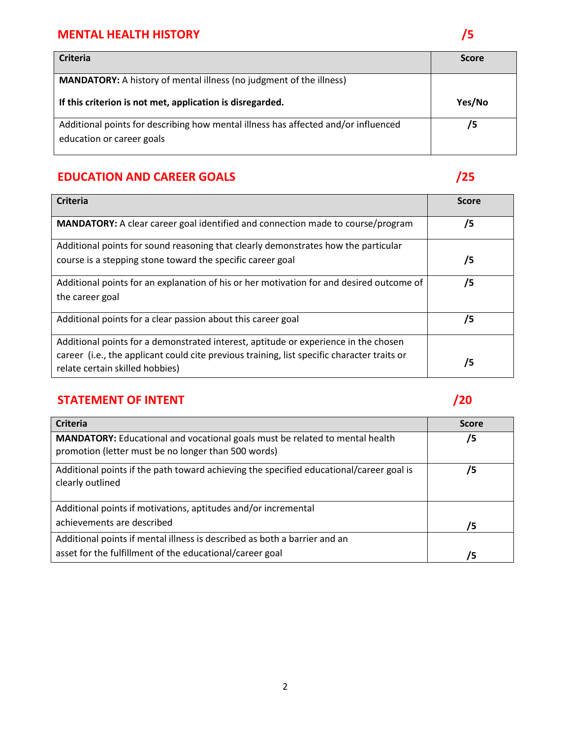## MENTAL HEALTH HISTORY /5

| Criteria | Score |
|---|---|
| **MANDATORY:** A history of mental illness (no judgment of the illness)<br><br>**If this criterion is not met, application is disregarded.** | **Yes/No** |
| Additional points for describing how mental illness has affected and/or influenced education or career goals | **/5** |

## EDUCATION AND CAREER GOALS /25

| Criteria | Score |
|---|---|
| **MANDATORY:** A clear career goal identified and connection made to course/program | **/5** |
| Additional points for sound reasoning that clearly demonstrates how the particular course is a stepping stone toward the specific career goal | **/5** |
| Additional points for an explanation of his or her motivation for and desired outcome of the career goal | **/5** |
| Additional points for a clear passion about this career goal | **/5** |
| Additional points for a demonstrated interest, aptitude or experience in the chosen career (i.e., the applicant could cite previous training, list specific character traits or relate certain skilled hobbies) | **/5** |

## STATEMENT OF INTENT /20

| Criteria | Score |
|---|---|
| **MANDATORY:** Educational and vocational goals must be related to mental health promotion (letter must be no longer than 500 words) | **/5** |
| Additional points if the path toward achieving the specified educational/career goal is clearly outlined | **/5** |
| Additional points if motivations, aptitudes and/or incremental achievements are described | **/5** |
| Additional points if mental illness is described as both a barrier and an asset for the fulfillment of the educational/career goal | **/5** |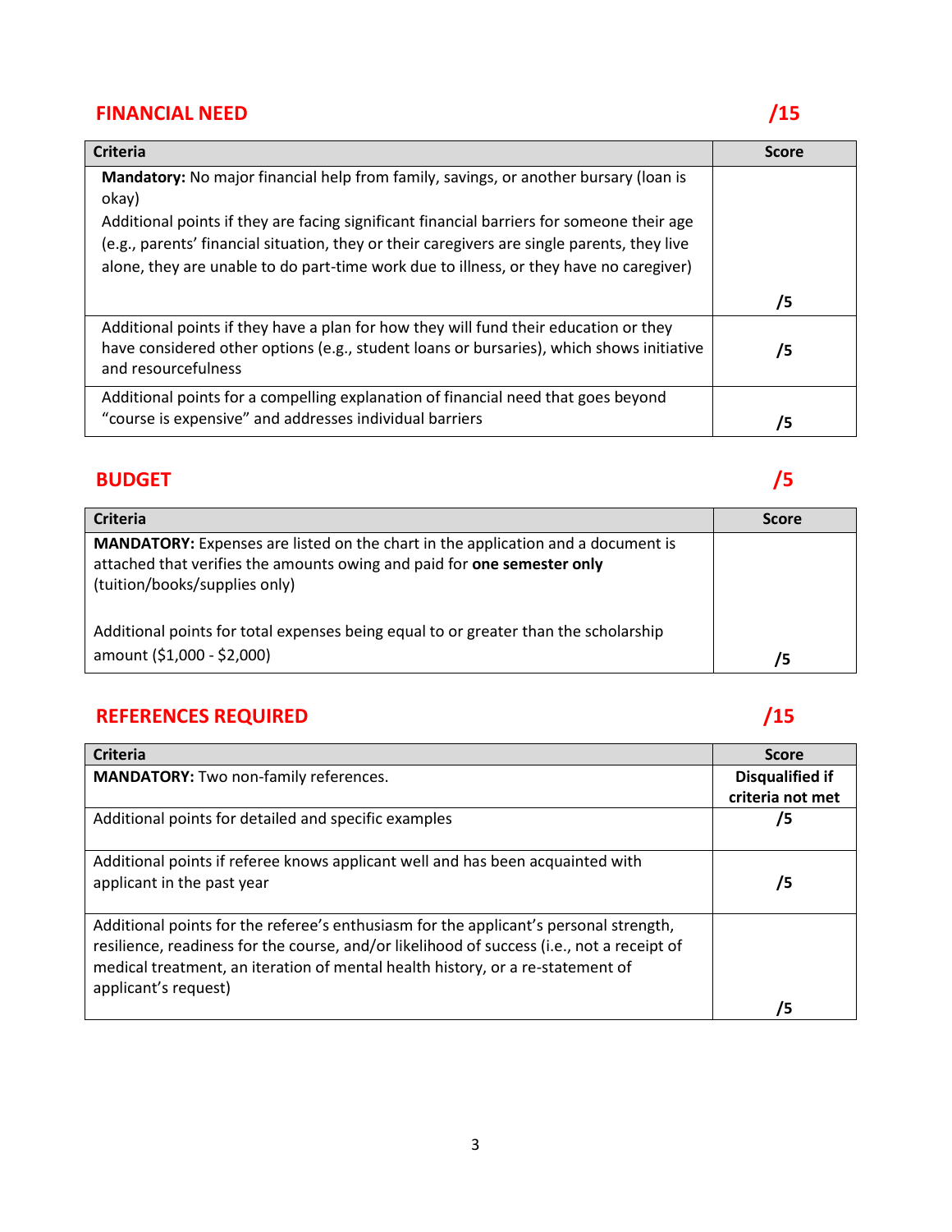## FINANCIAL NEED /15

| Criteria | Score |
|---|---|
| **Mandatory:** No major financial help from family, savings, or another bursary (loan is okay)<br>Additional points if they are facing significant financial barriers for someone their age (e.g., parents' financial situation, they or their caregivers are single parents, they live alone, they are unable to do part-time work due to illness, or they have no caregiver) | **/5** |
| Additional points if they have a plan for how they will fund their education or they have considered other options (e.g., student loans or bursaries), which shows initiative and resourcefulness | **/5** |
| Additional points for a compelling explanation of financial need that goes beyond "course is expensive" and addresses individual barriers | **/5** |

## BUDGET /5

| Criteria | Score |
|---|---|
| **MANDATORY:** Expenses are listed on the chart in the application and a document is attached that verifies the amounts owing and paid for **one semester only** (tuition/books/supplies only)<br><br>Additional points for total expenses being equal to or greater than the scholarship amount ($1,000 - $2,000) | **/5** |

## REFERENCES REQUIRED /15

| Criteria | Score |
|---|---|
| **MANDATORY:** Two non-family references. | **Disqualified if criteria not met** |
| Additional points for detailed and specific examples | **/5** |
| Additional points if referee knows applicant well and has been acquainted with applicant in the past year | **/5** |
| Additional points for the referee's enthusiasm for the applicant's personal strength, resilience, readiness for the course, and/or likelihood of success (i.e., not a receipt of medical treatment, an iteration of mental health history, or a re-statement of applicant's request) | **/5** |